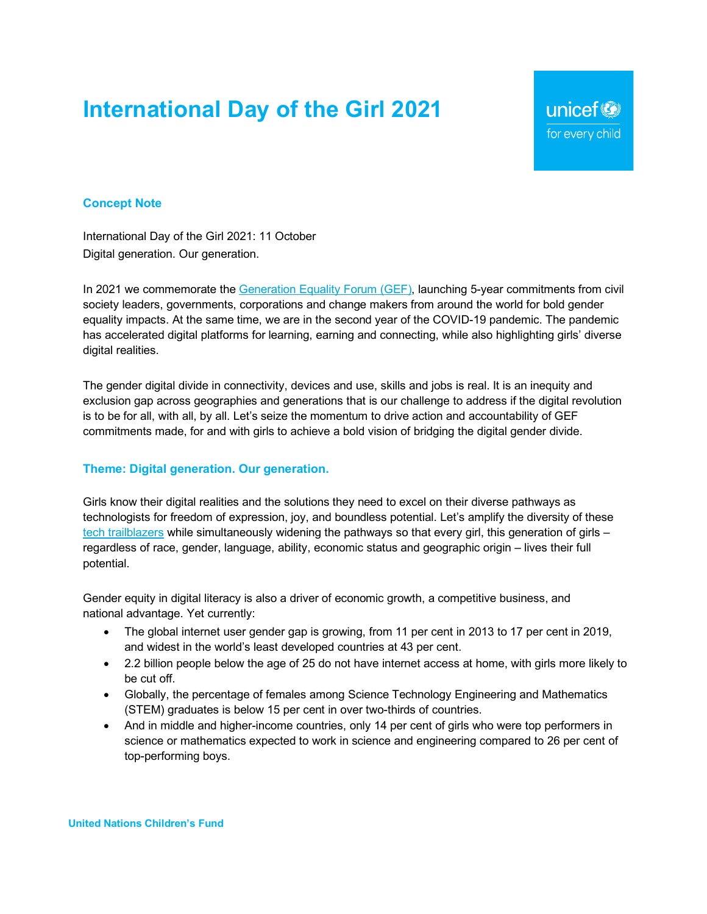# International Day of the Girl 2021

## Concept Note

International Day of the Girl 2021: 11 October
Digital generation. Our generation.

In 2021 we commemorate the [Generation Equality Forum (GEF)](), launching 5-year commitments from civil society leaders, governments, corporations and change makers from around the world for bold gender equality impacts. At the same time, we are in the second year of the COVID-19 pandemic. The pandemic has accelerated digital platforms for learning, earning and connecting, while also highlighting girls' diverse digital realities.

The gender digital divide in connectivity, devices and use, skills and jobs is real. It is an inequity and exclusion gap across geographies and generations that is our challenge to address if the digital revolution is to be for all, with all, by all. Let's seize the momentum to drive action and accountability of GEF commitments made, for and with girls to achieve a bold vision of bridging the digital gender divide.

## Theme: Digital generation. Our generation.

Girls know their digital realities and the solutions they need to excel on their diverse pathways as technologists for freedom of expression, joy, and boundless potential. Let's amplify the diversity of these [tech trailblazers]() while simultaneously widening the pathways so that every girl, this generation of girls – regardless of race, gender, language, ability, economic status and geographic origin – lives their full potential.

Gender equity in digital literacy is also a driver of economic growth, a competitive business, and national advantage. Yet currently:

- The global internet user gender gap is growing, from 11 per cent in 2013 to 17 per cent in 2019, and widest in the world's least developed countries at 43 per cent.
- 2.2 billion people below the age of 25 do not have internet access at home, with girls more likely to be cut off.
- Globally, the percentage of females among Science Technology Engineering and Mathematics (STEM) graduates is below 15 per cent in over two-thirds of countries.
- And in middle and higher-income countries, only 14 per cent of girls who were top performers in science or mathematics expected to work in science and engineering compared to 26 per cent of top-performing boys.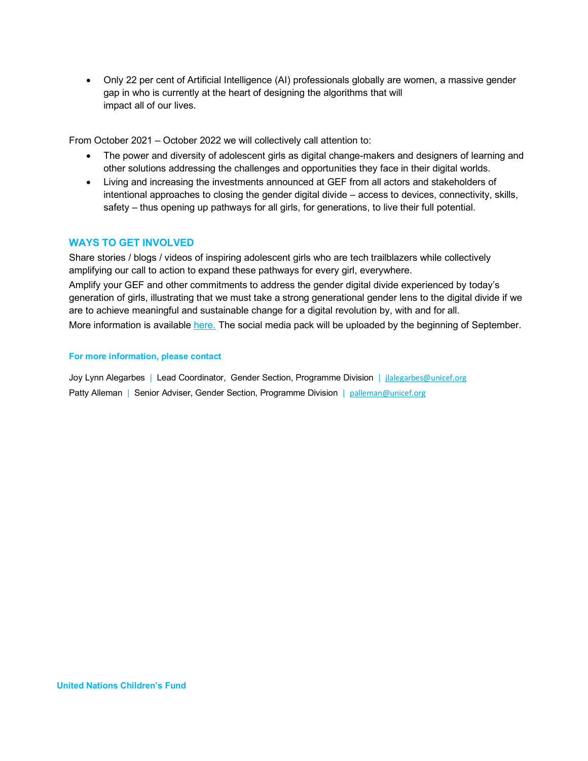- Only 22 per cent of Artificial Intelligence (AI) professionals globally are women, a massive gender gap in who is currently at the heart of designing the algorithms that will impact all of our lives.

From October 2021 – October 2022 we will collectively call attention to:

- The power and diversity of adolescent girls as digital change-makers and designers of learning and other solutions addressing the challenges and opportunities they face in their digital worlds.
- Living and increasing the investments announced at GEF from all actors and stakeholders of intentional approaches to closing the gender digital divide – access to devices, connectivity, skills, safety – thus opening up pathways for all girls, for generations, to live their full potential.

## WAYS TO GET INVOLVED

Share stories / blogs / videos of inspiring adolescent girls who are tech trailblazers while collectively amplifying our call to action to expand these pathways for every girl, everywhere.

Amplify your GEF and other commitments to address the gender digital divide experienced by today's generation of girls, illustrating that we must take a strong generational gender lens to the digital divide if we are to achieve meaningful and sustainable change for a digital revolution by, with and for all.

More information is available here. The social media pack will be uploaded by the beginning of September.

#### For more information, please contact

Joy Lynn Alegarbes | Lead Coordinator, Gender Section, Programme Division | jlalegarbes@unicef.org

Patty Alleman | Senior Adviser, Gender Section, Programme Division | palleman@unicef.org

**United Nations Children's Fund**